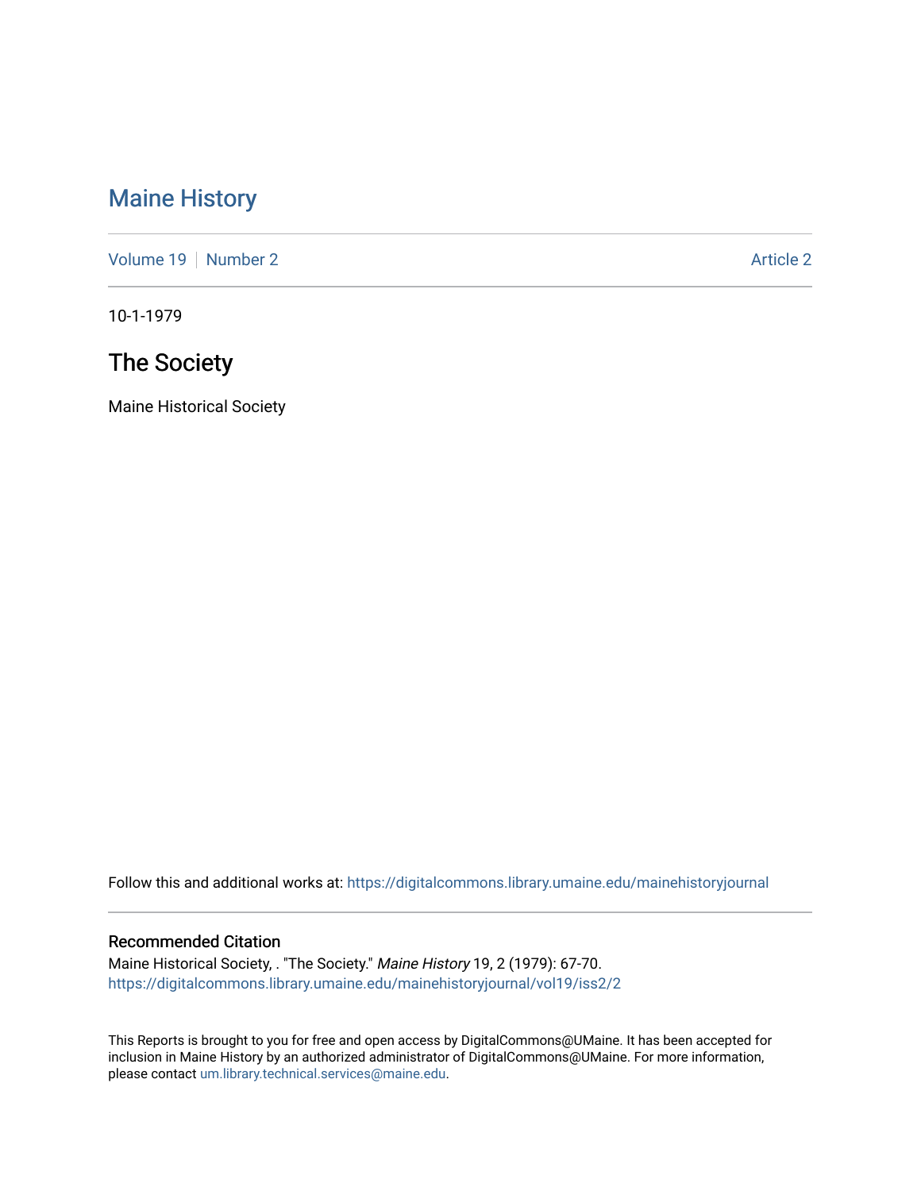# Maine History

Volume 19 | Number 2 | Article 2

10-1-1979

## The Society

Maine Historical Society

Follow this and additional works at: https://digitalcommons.library.umaine.edu/mainehistoryjournal

### Recommended Citation

Maine Historical Society, . "The Society." *Maine History* 19, 2 (1979): 67-70.
https://digitalcommons.library.umaine.edu/mainehistoryjournal/vol19/iss2/2

This Reports is brought to you for free and open access by DigitalCommons@UMaine. It has been accepted for inclusion in Maine History by an authorized administrator of DigitalCommons@UMaine. For more information, please contact um.library.technical.services@maine.edu.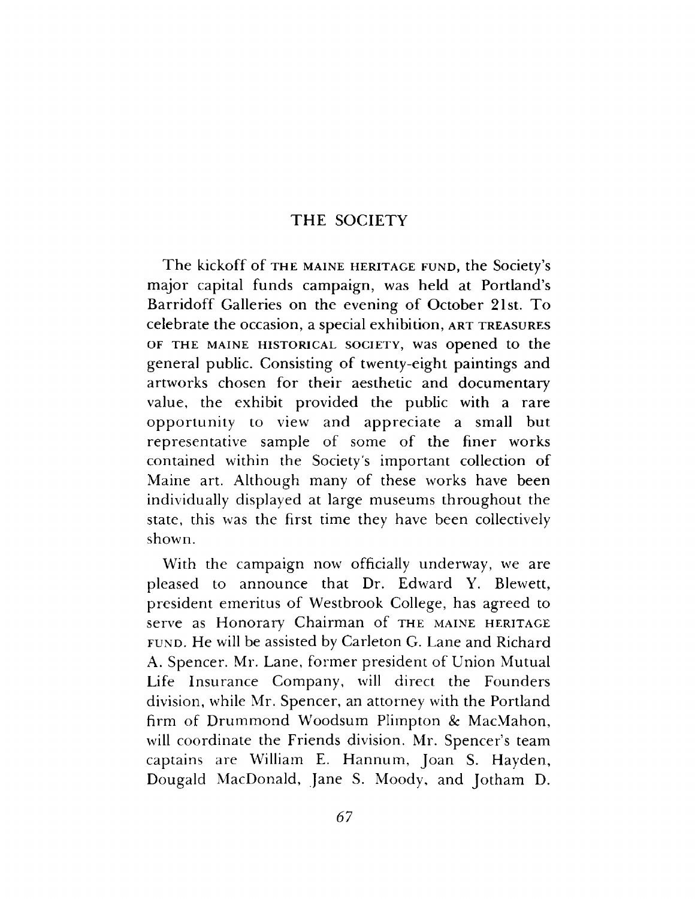# THE SOCIETY

The kickoff of THE MAINE HERITAGE FUND, the Society's major capital funds campaign, was held at Portland's Barridoff Galleries on the evening of October 21st. To celebrate the occasion, a special exhibition, ART TREASURES OF THE MAINE HISTORICAL SOCIETY, was opened to the general public. Consisting of twenty-eight paintings and artworks chosen for their aesthetic and documentary value, the exhibit provided the public with a rare opportunity to view and appreciate a small but representative sample of some of the finer works contained within the Society's important collection of Maine art. Although many of these works have been individually displayed at large museums throughout the state, this was the first time they have been collectively shown.

With the campaign now officially underway, we are pleased to announce that Dr. Edward Y. Blewett, president emeritus of Westbrook College, has agreed to serve as Honorary Chairman of THE MAINE HERITAGE FUND. He will be assisted by Carleton G. Lane and Richard A. Spencer. Mr. Lane, former president of Union Mutual Life Insurance Company, will direct the Founders division, while Mr. Spencer, an attorney with the Portland firm of Drummond Woodsum Plimpton & MacMahon, will coordinate the Friends division. Mr. Spencer's team captains are William E. Hannum, Joan S. Hayden, Dougald MacDonald, Jane S. Moody, and Jotham D.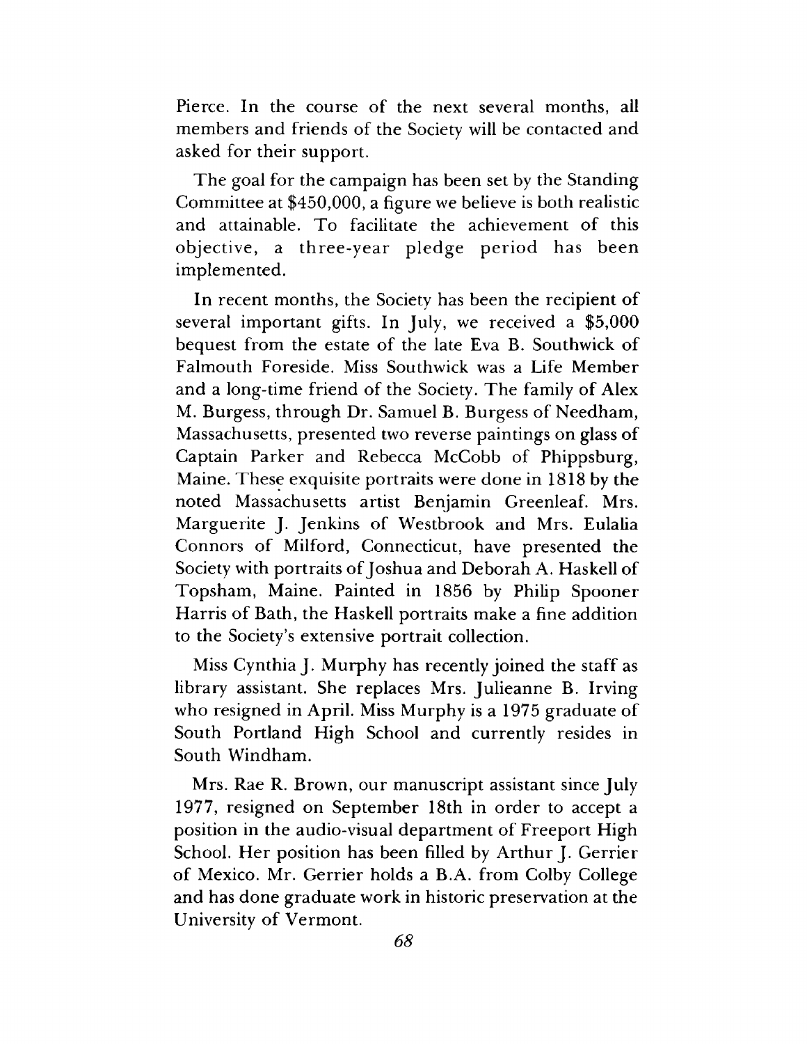Pierce. In the course of the next several months, all members and friends of the Society will be contacted and asked for their support.

The goal for the campaign has been set by the Standing Committee at $450,000, a figure we believe is both realistic and attainable. To facilitate the achievement of this objective, a three-year pledge period has been implemented.

In recent months, the Society has been the recipient of several important gifts. In July, we received a $5,000 bequest from the estate of the late Eva B. Southwick of Falmouth Foreside. Miss Southwick was a Life Member and a long-time friend of the Society. The family of Alex M. Burgess, through Dr. Samuel B. Burgess of Needham, Massachusetts, presented two reverse paintings on glass of Captain Parker and Rebecca McCobb of Phippsburg, Maine. These exquisite portraits were done in 1818 by the noted Massachusetts artist Benjamin Greenleaf. Mrs. Marguerite J. Jenkins of Westbrook and Mrs. Eulalia Connors of Milford, Connecticut, have presented the Society with portraits of Joshua and Deborah A. Haskell of Topsham, Maine. Painted in 1856 by Philip Spooner Harris of Bath, the Haskell portraits make a fine addition to the Society's extensive portrait collection.

Miss Cynthia J. Murphy has recently joined the staff as library assistant. She replaces Mrs. Julieanne B. Irving who resigned in April. Miss Murphy is a 1975 graduate of South Portland High School and currently resides in South Windham.

Mrs. Rae R. Brown, our manuscript assistant since July 1977, resigned on September 18th in order to accept a position in the audio-visual department of Freeport High School. Her position has been filled by Arthur J. Gerrier of Mexico. Mr. Gerrier holds a B.A. from Colby College and has done graduate work in historic preservation at the University of Vermont.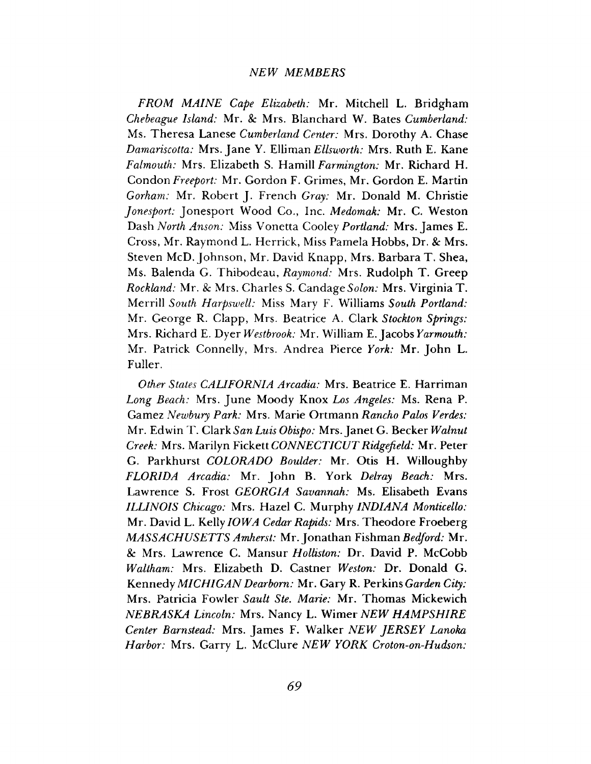## NEW MEMBERS

*FROM MAINE Cape Elizabeth:* Mr. Mitchell L. Bridgham *Chebeague Island:* Mr. & Mrs. Blanchard W. Bates *Cumberland:* Ms. Theresa Lanese *Cumberland Center:* Mrs. Dorothy A. Chase *Damariscotta:* Mrs. Jane Y. Elliman *Ellsworth:* Mrs. Ruth E. Kane *Falmouth:* Mrs. Elizabeth S. Hamill *Farmington:* Mr. Richard H. Condon *Freeport:* Mr. Gordon F. Grimes, Mr. Gordon E. Martin *Gorham:* Mr. Robert J. French *Gray:* Mr. Donald M. Christie *Jonesport:* Jonesport Wood Co., Inc. *Medomak:* Mr. C. Weston Dash *North Anson:* Miss Vonetta Cooley *Portland:* Mrs. James E. Cross, Mr. Raymond L. Herrick, Miss Pamela Hobbs, Dr. & Mrs. Steven McD. Johnson, Mr. David Knapp, Mrs. Barbara T. Shea, Ms. Balenda G. Thibodeau, *Raymond:* Mrs. Rudolph T. Greep *Rockland:* Mr. & Mrs. Charles S. Candage *Solon:* Mrs. Virginia T. Merrill *South Harpswell:* Miss Mary F. Williams *South Portland:* Mr. George R. Clapp, Mrs. Beatrice A. Clark *Stockton Springs:* Mrs. Richard E. Dyer *Westbrook:* Mr. William E. Jacobs *Yarmouth:* Mr. Patrick Connelly, Mrs. Andrea Pierce *York:* Mr. John L. Fuller.

*Other States CALIFORNIA Arcadia:* Mrs. Beatrice E. Harriman *Long Beach:* Mrs. June Moody Knox *Los Angeles:* Ms. Rena P. Gamez *Newbury Park:* Mrs. Marie Ortmann *Rancho Palos Verdes:* Mr. Edwin T. Clark *San Luis Obispo:* Mrs. Janet G. Becker *Walnut Creek:* Mrs. Marilyn Fickett *CONNECTICUT Ridgefield:* Mr. Peter G. Parkhurst *COLORADO Boulder:* Mr. Otis H. Willoughby *FLORIDA Arcadia:* Mr. John B. York *Delray Beach:* Mrs. Lawrence S. Frost *GEORGIA Savannah:* Ms. Elisabeth Evans *ILLINOIS Chicago:* Mrs. Hazel C. Murphy *INDIANA Monticello:* Mr. David L. Kelly *IOWA Cedar Rapids:* Mrs. Theodore Froeberg *MASSACHUSETTS Amherst:* Mr. Jonathan Fishman *Bedford:* Mr. & Mrs. Lawrence C. Mansur *Holliston:* Dr. David P. McCobb *Waltham:* Mrs. Elizabeth D. Castner *Weston:* Dr. Donald G. Kennedy *MICHIGAN Dearborn:* Mr. Gary R. Perkins *Garden City:* Mrs. Patricia Fowler *Sault Ste. Marie:* Mr. Thomas Mickewich *NEBRASKA Lincoln:* Mrs. Nancy L. Wimer *NEW HAMPSHIRE Center Barnstead:* Mrs. James F. Walker *NEW JERSEY Lanoka Harbor:* Mrs. Garry L. McClure *NEW YORK Croton-on-Hudson:*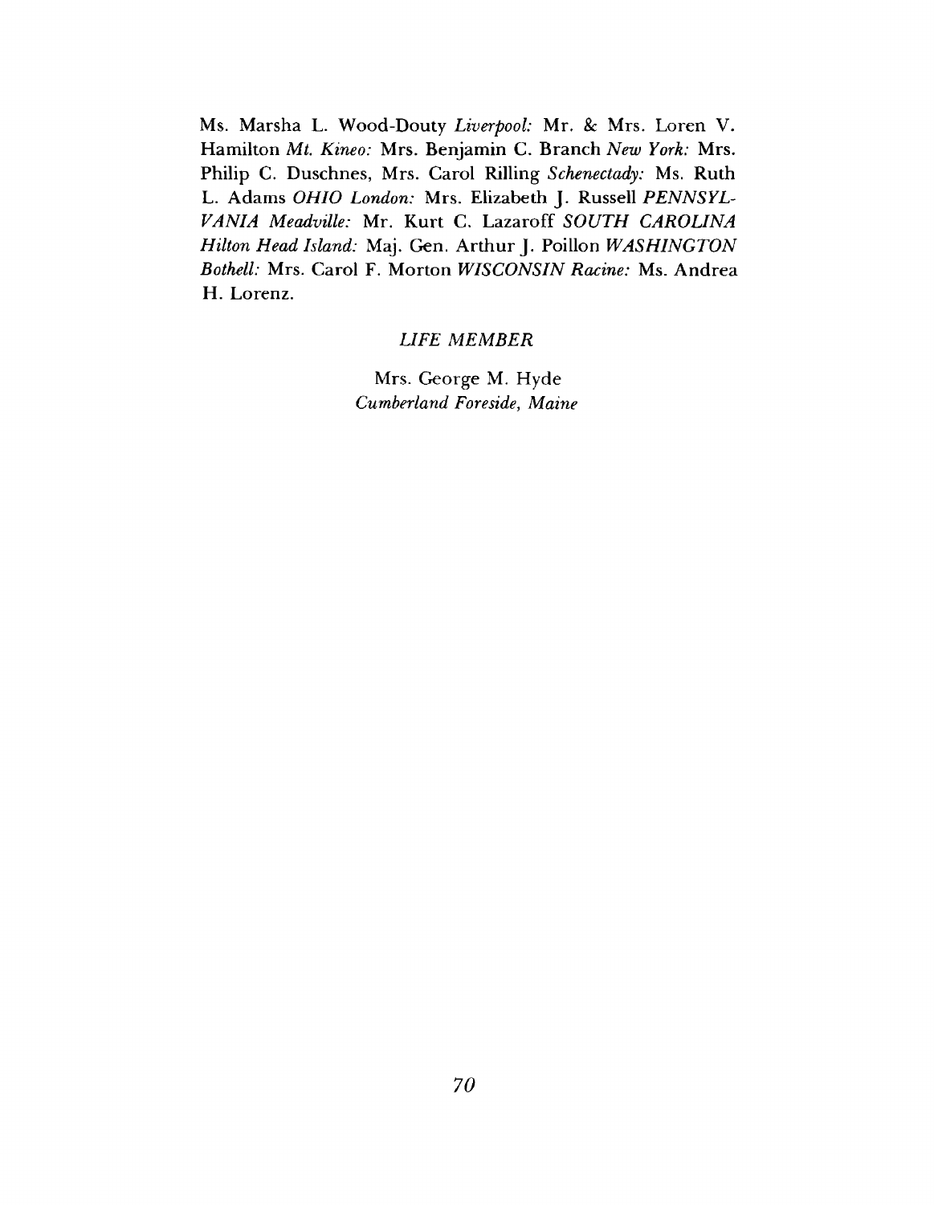Ms. Marsha L. Wood-Douty *Liverpool:* Mr. & Mrs. Loren V. Hamilton *Mt. Kineo:* Mrs. Benjamin C. Branch *New York:* Mrs. Philip C. Duschnes, Mrs. Carol Rilling *Schenectady:* Ms. Ruth L. Adams *OHIO London:* Mrs. Elizabeth J. Russell *PENNSYLVANIA Meadville:* Mr. Kurt C. Lazaroff *SOUTH CAROLINA Hilton Head Island:* Maj. Gen. Arthur J. Poillon *WASHINGTON Bothell:* Mrs. Carol F. Morton *WISCONSIN Racine:* Ms. Andrea H. Lorenz.

*LIFE MEMBER*

Mrs. George M. Hyde
*Cumberland Foreside, Maine*